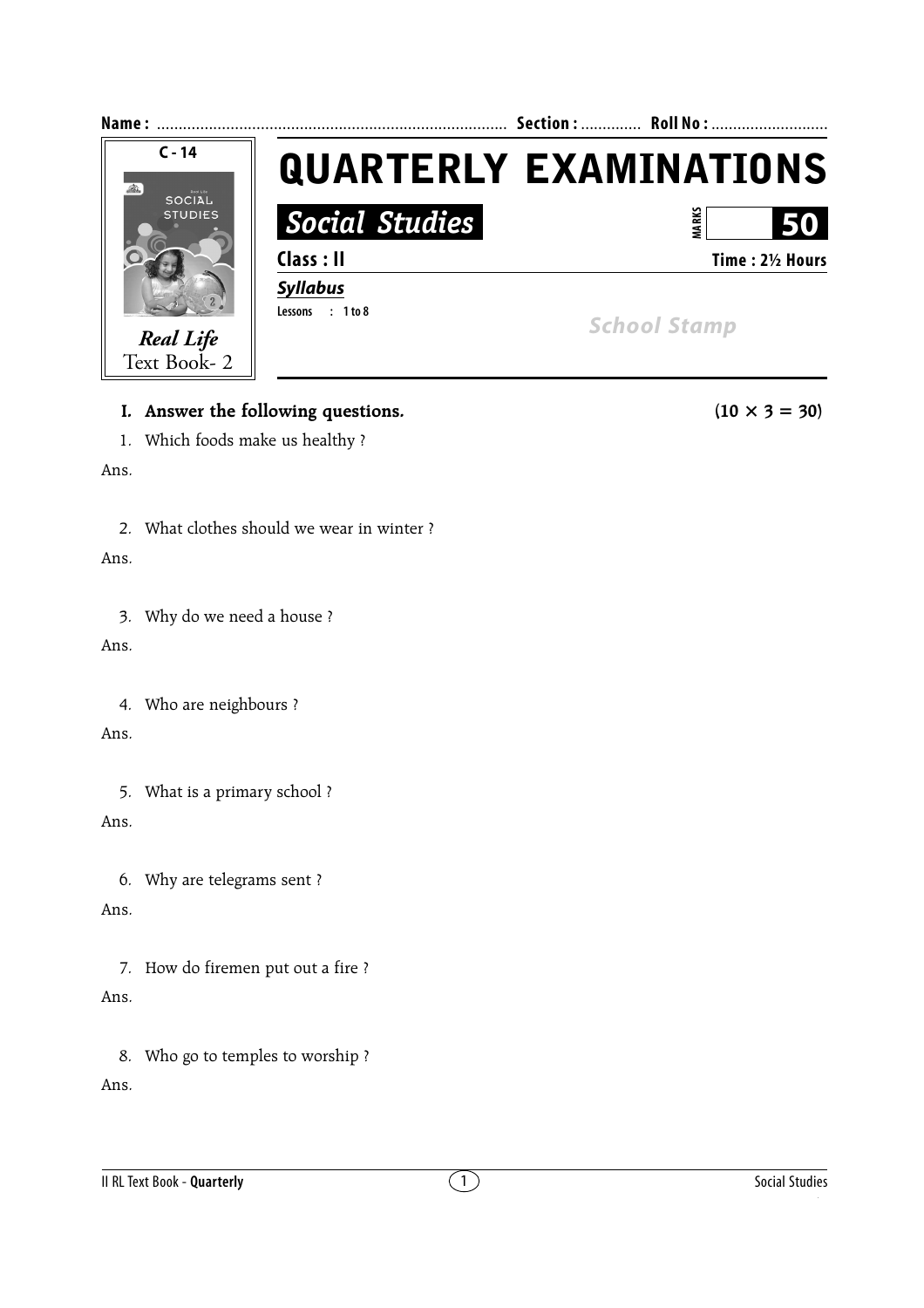**Name :** ................................................................................ **Section :** ............. **Roll No :** ...........................

C - 14

*Real Life*
Text Book- 2

# QUARTERLY EXAMINATIONS

## *Social Studies*

**MARKS** **50**

**Class : II** **Time : 2½ Hours**

***Syllabus***

**Lessons : 1 to 8**

*School Stamp*

**I. Answer the following questions.** **(10 × 3 = 30)**

1. Which foods make us healthy ?

Ans.

2. What clothes should we wear in winter ?

Ans.

3. Why do we need a house ?

Ans.

4. Who are neighbours ?

Ans.

5. What is a primary school ?

Ans.

6. Why are telegrams sent ?

Ans.

7. How do firemen put out a fire ?

Ans.

8. Who go to temples to worship ?

Ans.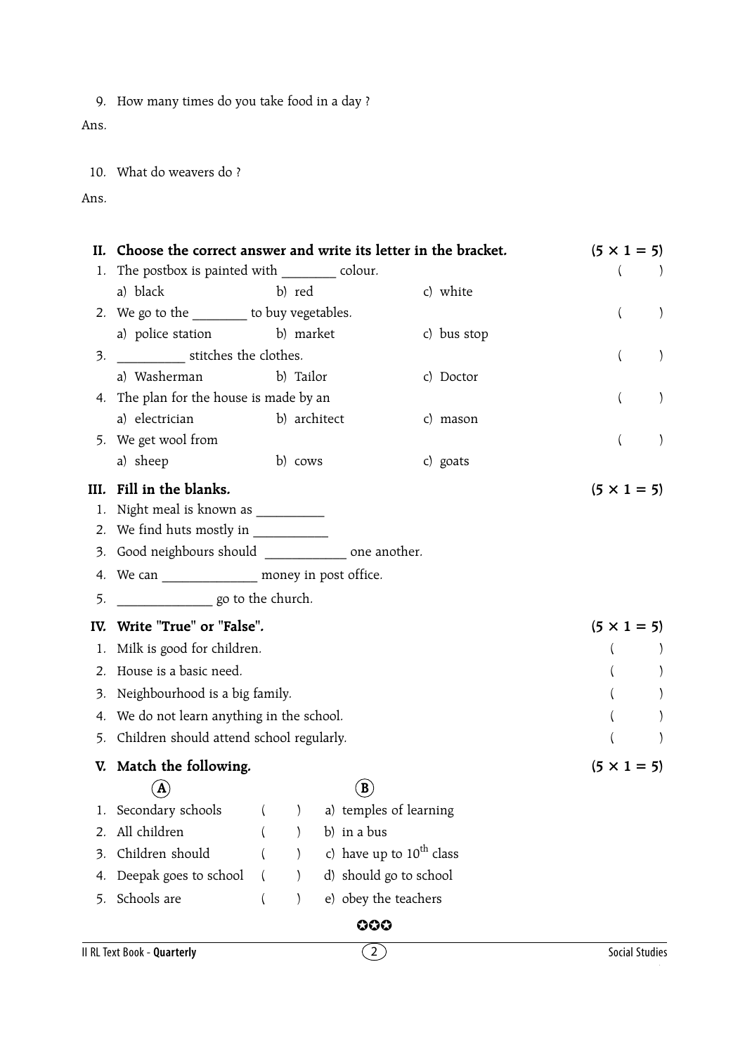9. How many times do you take food in a day ?

Ans.

10. What do weavers do ?

Ans.

**II. Choose the correct answer and write its letter in the bracket.** **(5 × 1 = 5)**

1. The postbox is painted with ________ colour. (    )
   a) black    b) red    c) white
2. We go to the ________ to buy vegetables. (    )
   a) police station    b) market    c) bus stop
3. __________ stitches the clothes. (    )
   a) Washerman    b) Tailor    c) Doctor
4. The plan for the house is made by an (    )
   a) electrician    b) architect    c) mason
5. We get wool from (    )
   a) sheep    b) cows    c) goats

**III. Fill in the blanks.** **(5 × 1 = 5)**

1. Night meal is known as __________
2. We find huts mostly in ___________
3. Good neighbours should ____________ one another.
4. We can ______________ money in post office.
5. ______________ go to the church.

**IV. Write "True" or "False".** **(5 × 1 = 5)**

1. Milk is good for children. (    )
2. House is a basic need. (    )
3. Neighbourhood is a big family. (    )
4. We do not learn anything in the school. (    )
5. Children should attend school regularly. (    )

**V. Match the following.** **(5 × 1 = 5)**

| A | | B |
|---|---|---|
| 1. Secondary schools | (    ) | a) temples of learning |
| 2. All children | (    ) | b) in a bus |
| 3. Children should | (    ) | c) have up to 10$^{th}$ class |
| 4. Deepak goes to school | (    ) | d) should go to school |
| 5. Schools are | (    ) | e) obey the teachers |

✪✪✪